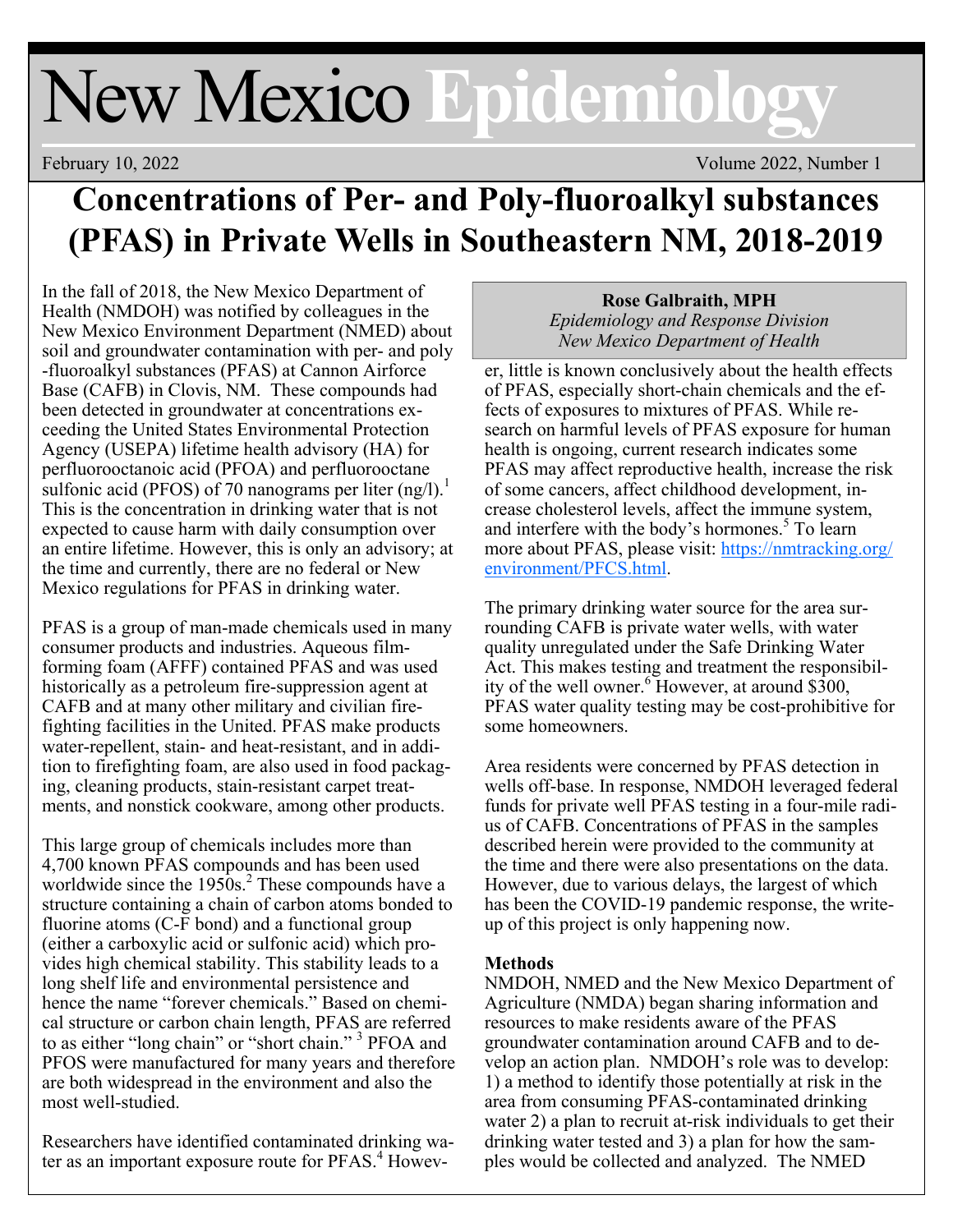# New Mexico Epidemiology

February 10, 2022 Volume 2022, Number 1

## Concentrations of Per- and Poly-fluoroalkyl substances (PFAS) in Private Wells in Southeastern NM, 2018-2019

**Rose Galbraith, MPH**
*Epidemiology and Response Division*
*New Mexico Department of Health*

In the fall of 2018, the New Mexico Department of Health (NMDOH) was notified by colleagues in the New Mexico Environment Department (NMED) about soil and groundwater contamination with per- and poly-fluoroalkyl substances (PFAS) at Cannon Airforce Base (CAFB) in Clovis, NM. These compounds had been detected in groundwater at concentrations exceeding the United States Environmental Protection Agency (USEPA) lifetime health advisory (HA) for perfluorooctanoic acid (PFOA) and perfluorooctane sulfonic acid (PFOS) of 70 nanograms per liter (ng/l).[1] This is the concentration in drinking water that is not expected to cause harm with daily consumption over an entire lifetime. However, this is only an advisory; at the time and currently, there are no federal or New Mexico regulations for PFAS in drinking water.

PFAS is a group of man-made chemicals used in many consumer products and industries. Aqueous film-forming foam (AFFF) contained PFAS and was used historically as a petroleum fire-suppression agent at CAFB and at many other military and civilian firefighting facilities in the United. PFAS make products water-repellent, stain- and heat-resistant, and in addition to firefighting foam, are also used in food packaging, cleaning products, stain-resistant carpet treatments, and nonstick cookware, among other products.

This large group of chemicals includes more than 4,700 known PFAS compounds and has been used worldwide since the 1950s.[2] These compounds have a structure containing a chain of carbon atoms bonded to fluorine atoms (C-F bond) and a functional group (either a carboxylic acid or sulfonic acid) which provides high chemical stability. This stability leads to a long shelf life and environmental persistence and hence the name "forever chemicals." Based on chemical structure or carbon chain length, PFAS are referred to as either "long chain" or "short chain."[3] PFOA and PFOS were manufactured for many years and therefore are both widespread in the environment and also the most well-studied.

Researchers have identified contaminated drinking water as an important exposure route for PFAS.[4] However, little is known conclusively about the health effects of PFAS, especially short-chain chemicals and the effects of exposures to mixtures of PFAS. While research on harmful levels of PFAS exposure for human health is ongoing, current research indicates some PFAS may affect reproductive health, increase the risk of some cancers, affect childhood development, increase cholesterol levels, affect the immune system, and interfere with the body's hormones.[5] To learn more about PFAS, please visit: https://nmtracking.org/environment/PFCS.html.

The primary drinking water source for the area surrounding CAFB is private water wells, with water quality unregulated under the Safe Drinking Water Act. This makes testing and treatment the responsibility of the well owner.[6] However, at around $300, PFAS water quality testing may be cost-prohibitive for some homeowners.

Area residents were concerned by PFAS detection in wells off-base. In response, NMDOH leveraged federal funds for private well PFAS testing in a four-mile radius of CAFB. Concentrations of PFAS in the samples described herein were provided to the community at the time and there were also presentations on the data. However, due to various delays, the largest of which has been the COVID-19 pandemic response, the write-up of this project is only happening now.

### Methods

NMDOH, NMED and the New Mexico Department of Agriculture (NMDA) began sharing information and resources to make residents aware of the PFAS groundwater contamination around CAFB and to develop an action plan. NMDOH's role was to develop: 1) a method to identify those potentially at risk in the area from consuming PFAS-contaminated drinking water 2) a plan to recruit at-risk individuals to get their drinking water tested and 3) a plan for how the samples would be collected and analyzed. The NMED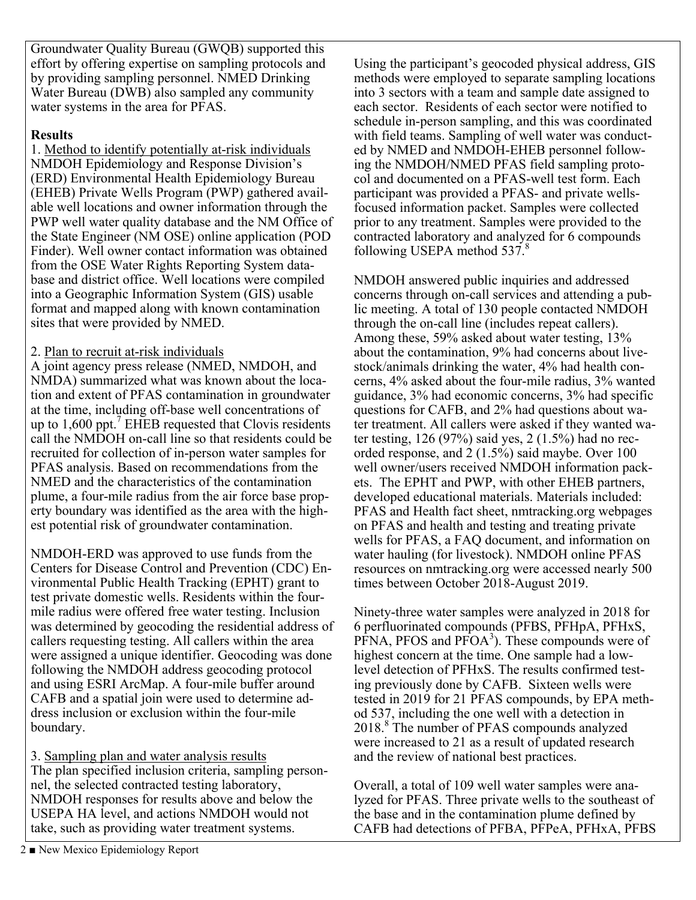Groundwater Quality Bureau (GWQB) supported this effort by offering expertise on sampling protocols and by providing sampling personnel. NMED Drinking Water Bureau (DWB) also sampled any community water systems in the area for PFAS.

**Results**

1. Method to identify potentially at-risk individuals

NMDOH Epidemiology and Response Division's (ERD) Environmental Health Epidemiology Bureau (EHEB) Private Wells Program (PWP) gathered available well locations and owner information through the PWP well water quality database and the NM Office of the State Engineer (NM OSE) online application (POD Finder). Well owner contact information was obtained from the OSE Water Rights Reporting System database and district office. Well locations were compiled into a Geographic Information System (GIS) usable format and mapped along with known contamination sites that were provided by NMED.

2. Plan to recruit at-risk individuals

A joint agency press release (NMED, NMDOH, and NMDA) summarized what was known about the location and extent of PFAS contamination in groundwater at the time, including off-base well concentrations of up to 1,600 ppt.[7] EHEB requested that Clovis residents call the NMDOH on-call line so that residents could be recruited for collection of in-person water samples for PFAS analysis. Based on recommendations from the NMED and the characteristics of the contamination plume, a four-mile radius from the air force base property boundary was identified as the area with the highest potential risk of groundwater contamination.

NMDOH-ERD was approved to use funds from the Centers for Disease Control and Prevention (CDC) Environmental Public Health Tracking (EPHT) grant to test private domestic wells. Residents within the four-mile radius were offered free water testing. Inclusion was determined by geocoding the residential address of callers requesting testing. All callers within the area were assigned a unique identifier. Geocoding was done following the NMDOH address geocoding protocol and using ESRI ArcMap. A four-mile buffer around CAFB and a spatial join were used to determine address inclusion or exclusion within the four-mile boundary.

3. Sampling plan and water analysis results

The plan specified inclusion criteria, sampling personnel, the selected contracted testing laboratory, NMDOH responses for results above and below the USEPA HA level, and actions NMDOH would not take, such as providing water treatment systems.

Using the participant's geocoded physical address, GIS methods were employed to separate sampling locations into 3 sectors with a team and sample date assigned to each sector. Residents of each sector were notified to schedule in-person sampling, and this was coordinated with field teams. Sampling of well water was conducted by NMED and NMDOH-EHEB personnel following the NMDOH/NMED PFAS field sampling protocol and documented on a PFAS-well test form. Each participant was provided a PFAS- and private wells-focused information packet. Samples were collected prior to any treatment. Samples were provided to the contracted laboratory and analyzed for 6 compounds following USEPA method 537.[8]

NMDOH answered public inquiries and addressed concerns through on-call services and attending a public meeting. A total of 130 people contacted NMDOH through the on-call line (includes repeat callers). Among these, 59% asked about water testing, 13% about the contamination, 9% had concerns about livestock/animals drinking the water, 4% had health concerns, 4% asked about the four-mile radius, 3% wanted guidance, 3% had economic concerns, 3% had specific questions for CAFB, and 2% had questions about water treatment. All callers were asked if they wanted water testing, 126 (97%) said yes, 2 (1.5%) had no recorded response, and 2 (1.5%) said maybe. Over 100 well owner/users received NMDOH information packets. The EPHT and PWP, with other EHEB partners, developed educational materials. Materials included: PFAS and Health fact sheet, nmtracking.org webpages on PFAS and health and testing and treating private wells for PFAS, a FAQ document, and information on water hauling (for livestock). NMDOH online PFAS resources on nmtracking.org were accessed nearly 500 times between October 2018-August 2019.

Ninety-three water samples were analyzed in 2018 for 6 perfluorinated compounds (PFBS, PFHpA, PFHxS, PFNA, PFOS and PFOA[3]). These compounds were of highest concern at the time. One sample had a low-level detection of PFHxS. The results confirmed testing previously done by CAFB. Sixteen wells were tested in 2019 for 21 PFAS compounds, by EPA method 537, including the one well with a detection in 2018.[8] The number of PFAS compounds analyzed were increased to 21 as a result of updated research and the review of national best practices.

Overall, a total of 109 well water samples were analyzed for PFAS. Three private wells to the southeast of the base and in the contamination plume defined by CAFB had detections of PFBA, PFPeA, PFHxA, PFBS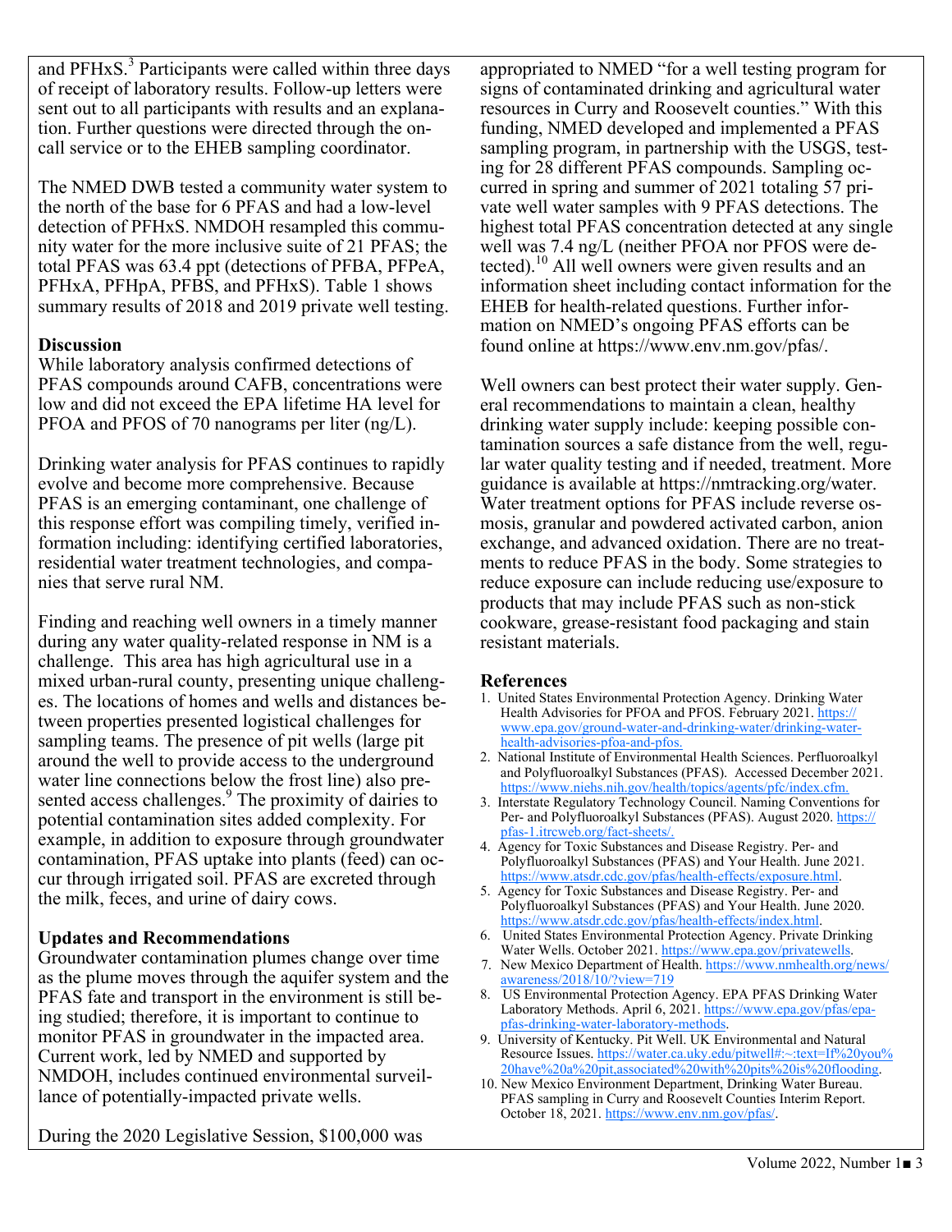and PFHxS.[3] Participants were called within three days of receipt of laboratory results. Follow-up letters were sent out to all participants with results and an explanation. Further questions were directed through the on-call service or to the EHEB sampling coordinator.

The NMED DWB tested a community water system to the north of the base for 6 PFAS and had a low-level detection of PFHxS. NMDOH resampled this community water for the more inclusive suite of 21 PFAS; the total PFAS was 63.4 ppt (detections of PFBA, PFPeA, PFHxA, PFHpA, PFBS, and PFHxS). Table 1 shows summary results of 2018 and 2019 private well testing.

**Discussion**

While laboratory analysis confirmed detections of PFAS compounds around CAFB, concentrations were low and did not exceed the EPA lifetime HA level for PFOA and PFOS of 70 nanograms per liter (ng/L).

Drinking water analysis for PFAS continues to rapidly evolve and become more comprehensive. Because PFAS is an emerging contaminant, one challenge of this response effort was compiling timely, verified information including: identifying certified laboratories, residential water treatment technologies, and companies that serve rural NM.

Finding and reaching well owners in a timely manner during any water quality-related response in NM is a challenge. This area has high agricultural use in a mixed urban-rural county, presenting unique challenges. The locations of homes and wells and distances between properties presented logistical challenges for sampling teams. The presence of pit wells (large pit around the well to provide access to the underground water line connections below the frost line) also presented access challenges.[9] The proximity of dairies to potential contamination sites added complexity. For example, in addition to exposure through groundwater contamination, PFAS uptake into plants (feed) can occur through irrigated soil. PFAS are excreted through the milk, feces, and urine of dairy cows.

**Updates and Recommendations**

Groundwater contamination plumes change over time as the plume moves through the aquifer system and the PFAS fate and transport in the environment is still being studied; therefore, it is important to continue to monitor PFAS in groundwater in the impacted area. Current work, led by NMED and supported by NMDOH, includes continued environmental surveillance of potentially-impacted private wells.

During the 2020 Legislative Session, $100,000 was appropriated to NMED "for a well testing program for signs of contaminated drinking and agricultural water resources in Curry and Roosevelt counties." With this funding, NMED developed and implemented a PFAS sampling program, in partnership with the USGS, testing for 28 different PFAS compounds. Sampling occurred in spring and summer of 2021 totaling 57 private well water samples with 9 PFAS detections. The highest total PFAS concentration detected at any single well was 7.4 ng/L (neither PFOA nor PFOS were detected).[10] All well owners were given results and an information sheet including contact information for the EHEB for health-related questions. Further information on NMED's ongoing PFAS efforts can be found online at https://www.env.nm.gov/pfas/.

Well owners can best protect their water supply. General recommendations to maintain a clean, healthy drinking water supply include: keeping possible contamination sources a safe distance from the well, regular water quality testing and if needed, treatment. More guidance is available at https://nmtracking.org/water. Water treatment options for PFAS include reverse osmosis, granular and powdered activated carbon, anion exchange, and advanced oxidation. There are no treatments to reduce PFAS in the body. Some strategies to reduce exposure can include reducing use/exposure to products that may include PFAS such as non-stick cookware, grease-resistant food packaging and stain resistant materials.

**References**

1. United States Environmental Protection Agency. Drinking Water Health Advisories for PFOA and PFOS. February 2021. https://www.epa.gov/ground-water-and-drinking-water/drinking-water-health-advisories-pfoa-and-pfos.
2. National Institute of Environmental Health Sciences. Perfluoroalkyl and Polyfluoroalkyl Substances (PFAS). Accessed December 2021. https://www.niehs.nih.gov/health/topics/agents/pfc/index.cfm.
3. Interstate Regulatory Technology Council. Naming Conventions for Per- and Polyfluoroalkyl Substances (PFAS). August 2020. https://pfas-1.itrcweb.org/fact-sheets/.
4. Agency for Toxic Substances and Disease Registry. Per- and Polyfluoroalkyl Substances (PFAS) and Your Health. June 2021. https://www.atsdr.cdc.gov/pfas/health-effects/exposure.html.
5. Agency for Toxic Substances and Disease Registry. Per- and Polyfluoroalkyl Substances (PFAS) and Your Health. June 2020. https://www.atsdr.cdc.gov/pfas/health-effects/index.html.
6. United States Environmental Protection Agency. Private Drinking Water Wells. October 2021. https://www.epa.gov/privatewells.
7. New Mexico Department of Health. https://www.nmhealth.org/news/awareness/2018/10/?view=719
8. US Environmental Protection Agency. EPA PFAS Drinking Water Laboratory Methods. April 6, 2021. https://www.epa.gov/pfas/epa-pfas-drinking-water-laboratory-methods.
9. University of Kentucky. Pit Well. UK Environmental and Natural Resource Issues. https://water.ca.uky.edu/pitwell#:~:text=If%20you%20have%20a%20pit,associated%20with%20pits%20is%20flooding.
10. New Mexico Environment Department, Drinking Water Bureau. PFAS sampling in Curry and Roosevelt Counties Interim Report. October 18, 2021. https://www.env.nm.gov/pfas/.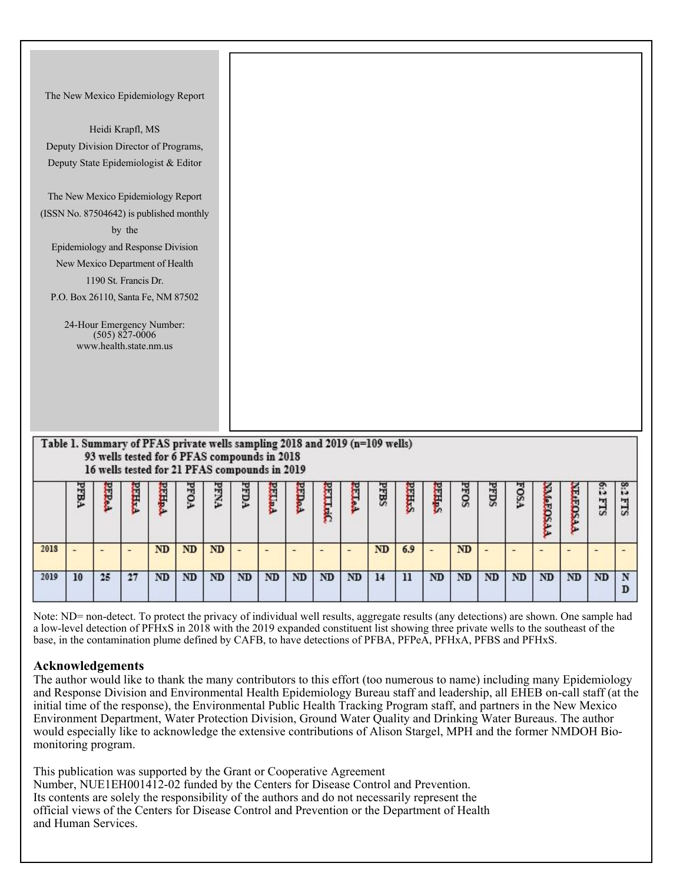The New Mexico Epidemiology Report

Heidi Krapfl, MS
Deputy Division Director of Programs,
Deputy State Epidemiologist & Editor

The New Mexico Epidemiology Report
(ISSN No. 87504642) is published monthly
by the
Epidemiology and Response Division
New Mexico Department of Health
1190 St. Francis Dr.
P.O. Box 26110, Santa Fe, NM 87502

24-Hour Emergency Number:
(505) 827-0006
www.health.state.nm.us

**Table 1. Summary of PFAS private wells sampling 2018 and 2019 (n=109 wells)**
**93 wells tested for 6 PFAS compounds in 2018**
**16 wells tested for 21 PFAS compounds in 2019**

| | PFBA | PFPeA | PFHxA | PFHpA | PFOA | PFNA | PFDA | PFUnA | PFDoA | PFTrDA | PFTeA | PFBS | PFHxS | PFHpS | PFOS | PFDS | FOSA | NMeFOSAA | NEtFOSAA | 6:2 FTS | 8:2 FTS |
|---|---|---|---|---|---|---|---|---|---|---|---|---|---|---|---|---|---|---|---|---|---|
| 2018 | - | - | - | ND | ND | ND | - | - | - | - | - | ND | 6.9 | - | ND | - | - | - | - | - | - |
| 2019 | 10 | 25 | 27 | ND | ND | ND | ND | ND | ND | ND | ND | 14 | 11 | ND | ND | ND | ND | ND | ND | ND | ND |

Note: ND= non-detect. To protect the privacy of individual well results, aggregate results (any detections) are shown. One sample had a low-level detection of PFHxS in 2018 with the 2019 expanded constituent list showing three private wells to the southeast of the base, in the contamination plume defined by CAFB, to have detections of PFBA, PFPeA, PFHxA, PFBS and PFHxS.

## Acknowledgements

The author would like to thank the many contributors to this effort (too numerous to name) including many Epidemiology and Response Division and Environmental Health Epidemiology Bureau staff and leadership, all EHEB on-call staff (at the initial time of the response), the Environmental Public Health Tracking Program staff, and partners in the New Mexico Environment Department, Water Protection Division, Ground Water Quality and Drinking Water Bureaus. The author would especially like to acknowledge the extensive contributions of Alison Stargel, MPH and the former NMDOH Bio-monitoring program.

This publication was supported by the Grant or Cooperative Agreement Number, NUE1EH001412-02 funded by the Centers for Disease Control and Prevention. Its contents are solely the responsibility of the authors and do not necessarily represent the official views of the Centers for Disease Control and Prevention or the Department of Health and Human Services.